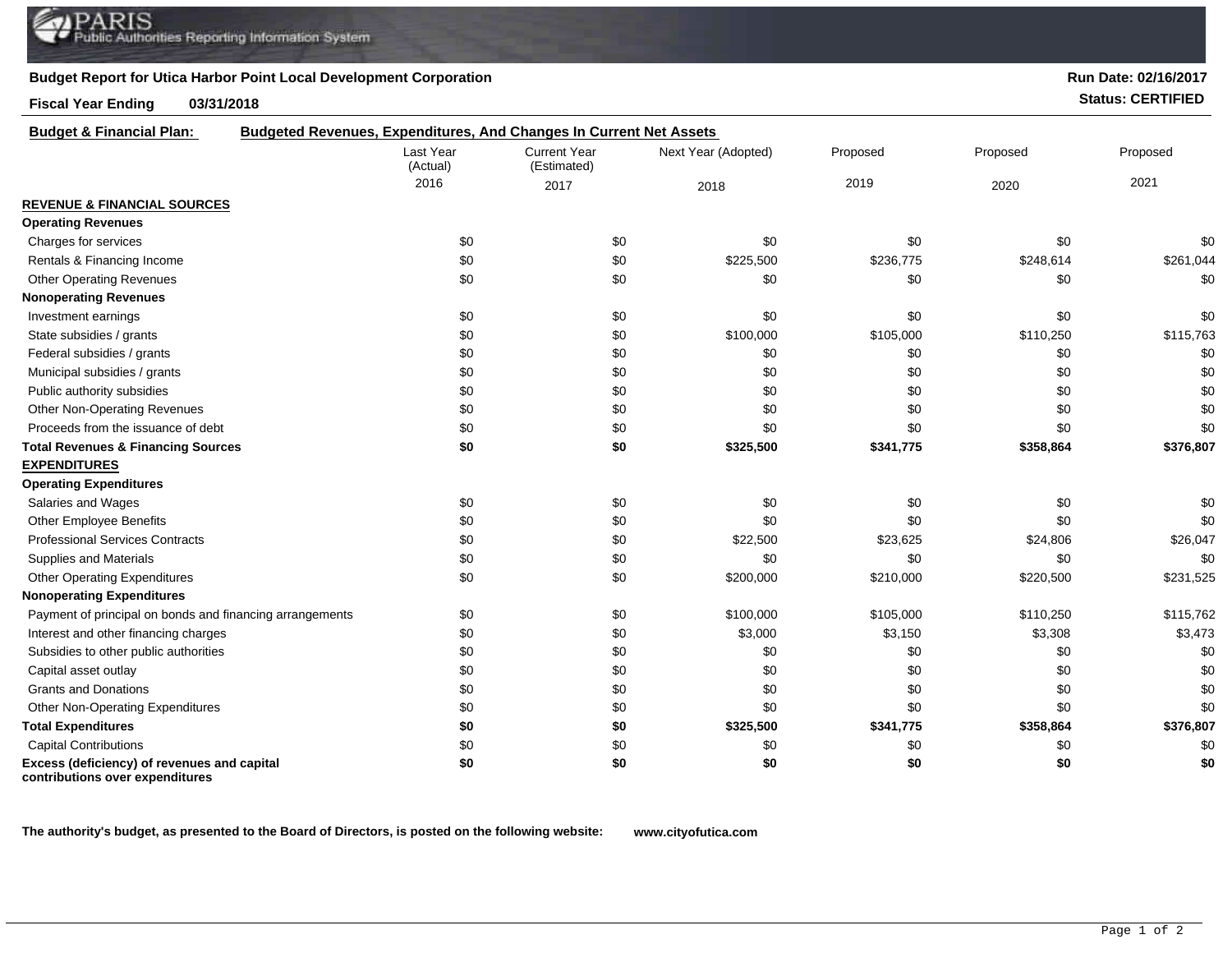PARIS
Public Authorities Reporting Information System

## Budget Report for Utica Harbor Point Local Development Corporation

**Run Date: 02/16/2017**

**Fiscal Year Ending 03/31/2018**

**Status: CERTIFIED**

**Budget & Financial Plan:** **Budgeted Revenues, Expenditures, And Changes In Current Net Assets**

| | Last Year (Actual) 2016 | Current Year (Estimated) 2017 | Next Year (Adopted) 2018 | Proposed 2019 | Proposed 2020 | Proposed 2021 |
|---|---|---|---|---|---|---|
| **REVENUE & FINANCIAL SOURCES** | | | | | | |
| **Operating Revenues** | | | | | | |
| Charges for services | $0 | $0 | $0 | $0 | $0 | $0 |
| Rentals & Financing Income | $0 | $0 | $225,500 | $236,775 | $248,614 | $261,044 |
| Other Operating Revenues | $0 | $0 | $0 | $0 | $0 | $0 |
| **Nonoperating Revenues** | | | | | | |
| Investment earnings | $0 | $0 | $0 | $0 | $0 | $0 |
| State subsidies / grants | $0 | $0 | $100,000 | $105,000 | $110,250 | $115,763 |
| Federal subsidies / grants | $0 | $0 | $0 | $0 | $0 | $0 |
| Municipal subsidies / grants | $0 | $0 | $0 | $0 | $0 | $0 |
| Public authority subsidies | $0 | $0 | $0 | $0 | $0 | $0 |
| Other Non-Operating Revenues | $0 | $0 | $0 | $0 | $0 | $0 |
| Proceeds from the issuance of debt | $0 | $0 | $0 | $0 | $0 | $0 |
| **Total Revenues & Financing Sources** | **$0** | **$0** | **$325,500** | **$341,775** | **$358,864** | **$376,807** |
| **EXPENDITURES** | | | | | | |
| **Operating Expenditures** | | | | | | |
| Salaries and Wages | $0 | $0 | $0 | $0 | $0 | $0 |
| Other Employee Benefits | $0 | $0 | $0 | $0 | $0 | $0 |
| Professional Services Contracts | $0 | $0 | $22,500 | $23,625 | $24,806 | $26,047 |
| Supplies and Materials | $0 | $0 | $0 | $0 | $0 | $0 |
| Other Operating Expenditures | $0 | $0 | $200,000 | $210,000 | $220,500 | $231,525 |
| **Nonoperating Expenditures** | | | | | | |
| Payment of principal on bonds and financing arrangements | $0 | $0 | $100,000 | $105,000 | $110,250 | $115,762 |
| Interest and other financing charges | $0 | $0 | $3,000 | $3,150 | $3,308 | $3,473 |
| Subsidies to other public authorities | $0 | $0 | $0 | $0 | $0 | $0 |
| Capital asset outlay | $0 | $0 | $0 | $0 | $0 | $0 |
| Grants and Donations | $0 | $0 | $0 | $0 | $0 | $0 |
| Other Non-Operating Expenditures | $0 | $0 | $0 | $0 | $0 | $0 |
| **Total Expenditures** | **$0** | **$0** | **$325,500** | **$341,775** | **$358,864** | **$376,807** |
| Capital Contributions | $0 | $0 | $0 | $0 | $0 | $0 |
| **Excess (deficiency) of revenues and capital contributions over expenditures** | **$0** | **$0** | **$0** | **$0** | **$0** | **$0** |

**The authority's budget, as presented to the Board of Directors, is posted on the following website:** **www.cityofutica.com**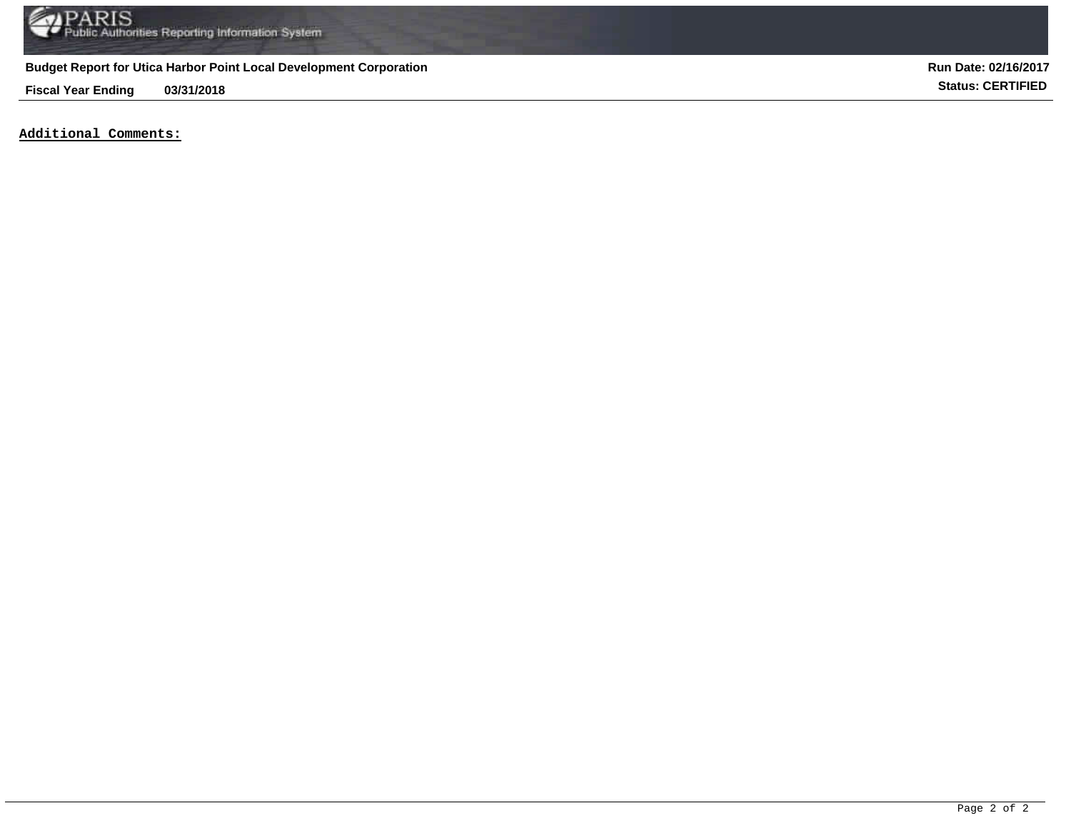**Additional Comments:**